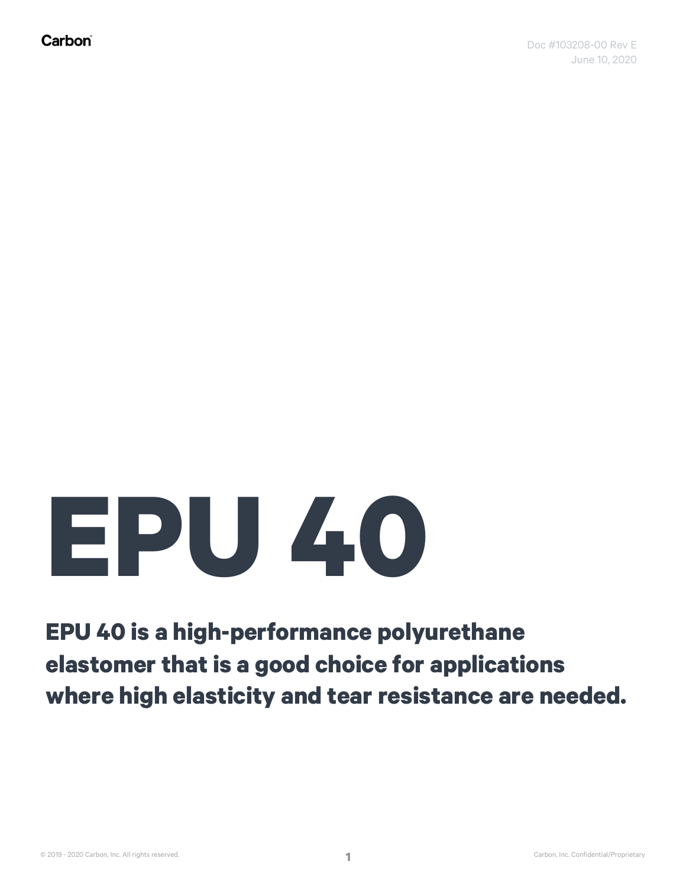Carbon

Doc #103208-00 Rev E
June 10, 2020

# EPU 40

**EPU 40 is a high-performance polyurethane elastomer that is a good choice for applications where high elasticity and tear resistance are needed.**

© 2019 - 2020 Carbon, Inc. All rights reserved.

Carbon, Inc. Confidential/Proprietary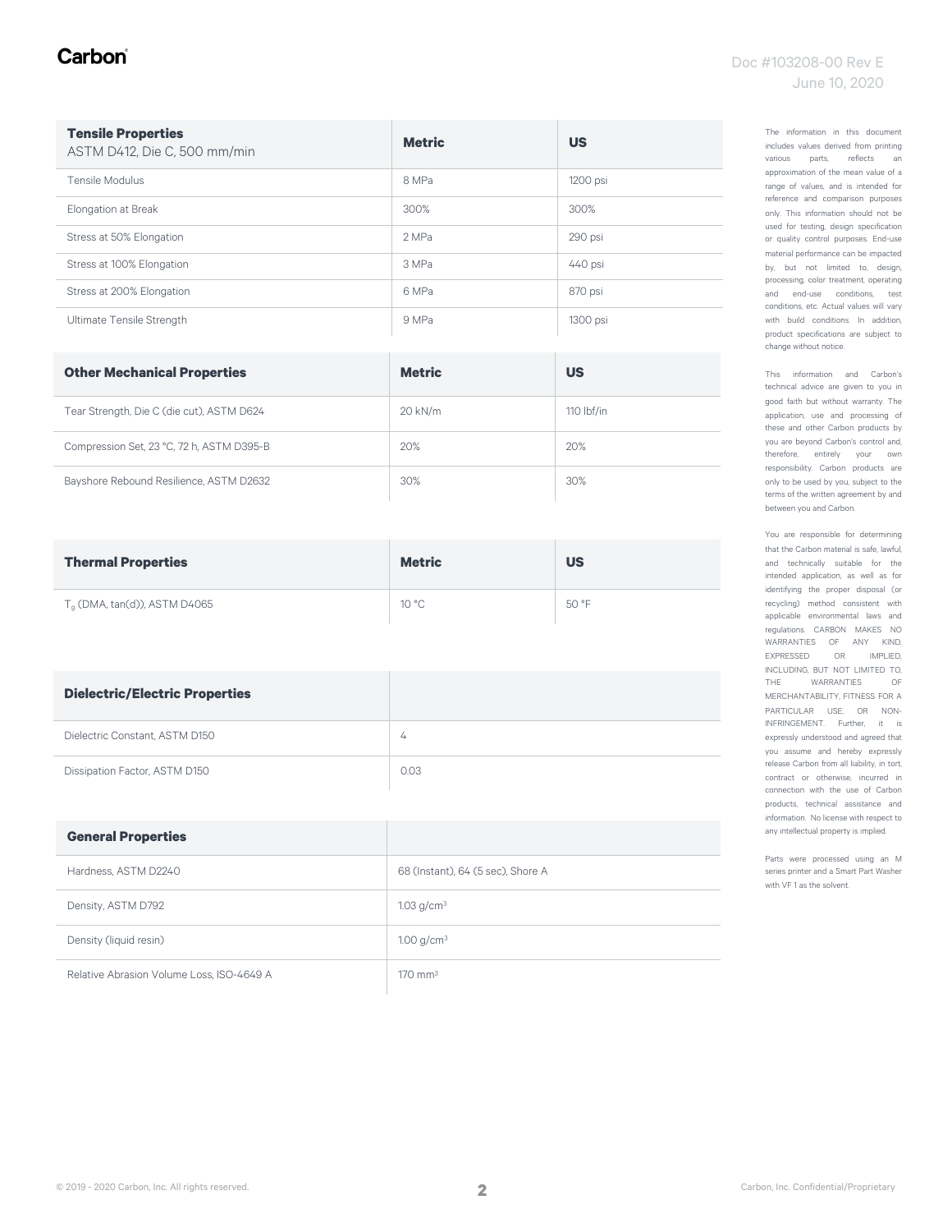| **Tensile Properties** ASTM D412, Die C, 500 mm/min | **Metric** | **US** |
|---|---|---|
| Tensile Modulus | 8 MPa | 1200 psi |
| Elongation at Break | 300% | 300% |
| Stress at 50% Elongation | 2 MPa | 290 psi |
| Stress at 100% Elongation | 3 MPa | 440 psi |
| Stress at 200% Elongation | 6 MPa | 870 psi |
| Ultimate Tensile Strength | 9 MPa | 1300 psi |

| **Other Mechanical Properties** | **Metric** | **US** |
|---|---|---|
| Tear Strength, Die C (die cut), ASTM D624 | 20 kN/m | 110 lbf/in |
| Compression Set, 23 °C, 72 h, ASTM D395-B | 20% | 20% |
| Bayshore Rebound Resilience, ASTM D2632 | 30% | 30% |

| **Thermal Properties** | **Metric** | **US** |
|---|---|---|
| $T_g$ (DMA, tan(d)), ASTM D4065 | 10 °C | 50 °F |

| **Dielectric/Electric Properties** | |
|---|---|
| Dielectric Constant, ASTM D150 | 4 |
| Dissipation Factor, ASTM D150 | 0.03 |

| **General Properties** | |
|---|---|
| Hardness, ASTM D2240 | 68 (Instant), 64 (5 sec), Shore A |
| Density, ASTM D792 | 1.03 g/cm$^3$ |
| Density (liquid resin) | 1.00 g/cm$^3$ |
| Relative Abrasion Volume Loss, ISO-4649 A | 170 mm$^3$ |

The information in this document includes values derived from printing various parts, reflects an approximation of the mean value of a range of values, and is intended for reference and comparison purposes only. This information should not be used for testing, design specification or quality control purposes. End-use material performance can be impacted by, but not limited to, design, processing, color treatment, operating and end-use conditions, test conditions, etc. Actual values will vary with build conditions. In addition, product specifications are subject to change without notice.

This information and Carbon's technical advice are given to you in good faith but without warranty. The application, use and processing of these and other Carbon products by you are beyond Carbon's control and, therefore, entirely your own responsibility. Carbon products are only to be used by you, subject to the terms of the written agreement by and between you and Carbon.

You are responsible for determining that the Carbon material is safe, lawful, and technically suitable for the intended application, as well as for identifying the proper disposal (or recycling) method consistent with applicable environmental laws and regulations. CARBON MAKES NO WARRANTIES OF ANY KIND, EXPRESSED OR IMPLIED, INCLUDING, BUT NOT LIMITED TO, THE WARRANTIES OF MERCHANTABILITY, FITNESS FOR A PARTICULAR USE, OR NON-INFRINGEMENT. Further, it is expressly understood and agreed that you assume and hereby expressly release Carbon from all liability, in tort, contract or otherwise, incurred in connection with the use of Carbon products, technical assistance and information. No license with respect to any intellectual property is implied.

Parts were processed using an M series printer and a Smart Part Washer with VF 1 as the solvent.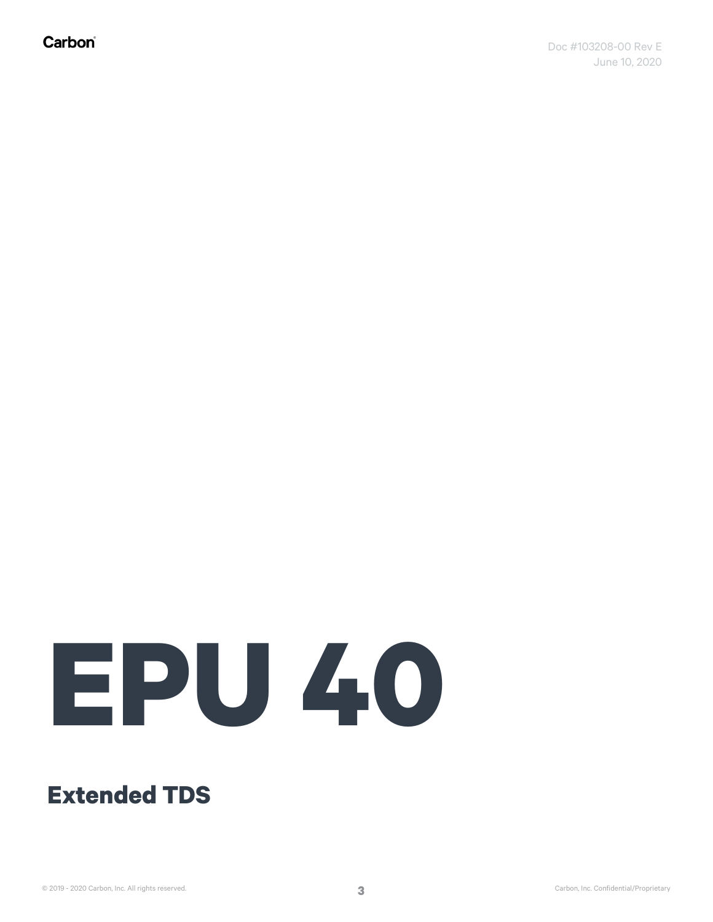# EPU 40

## Extended TDS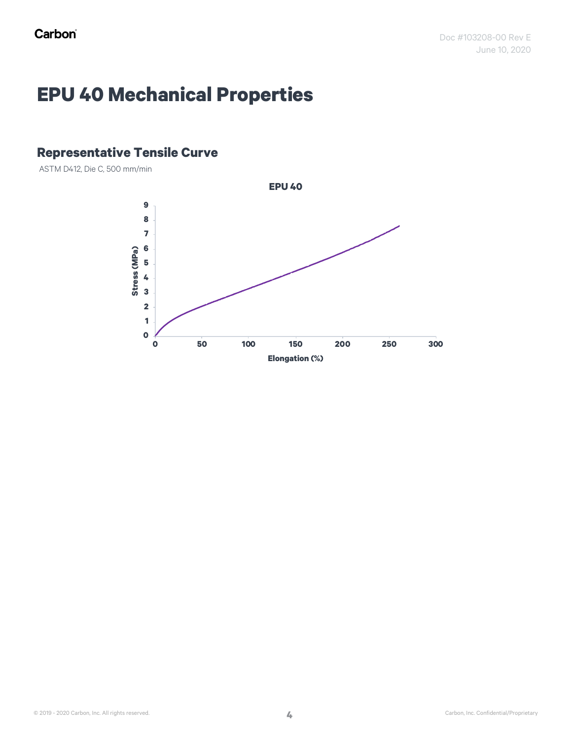# EPU 40 Mechanical Properties

## Representative Tensile Curve

ASTM D412, Die C, 500 mm/min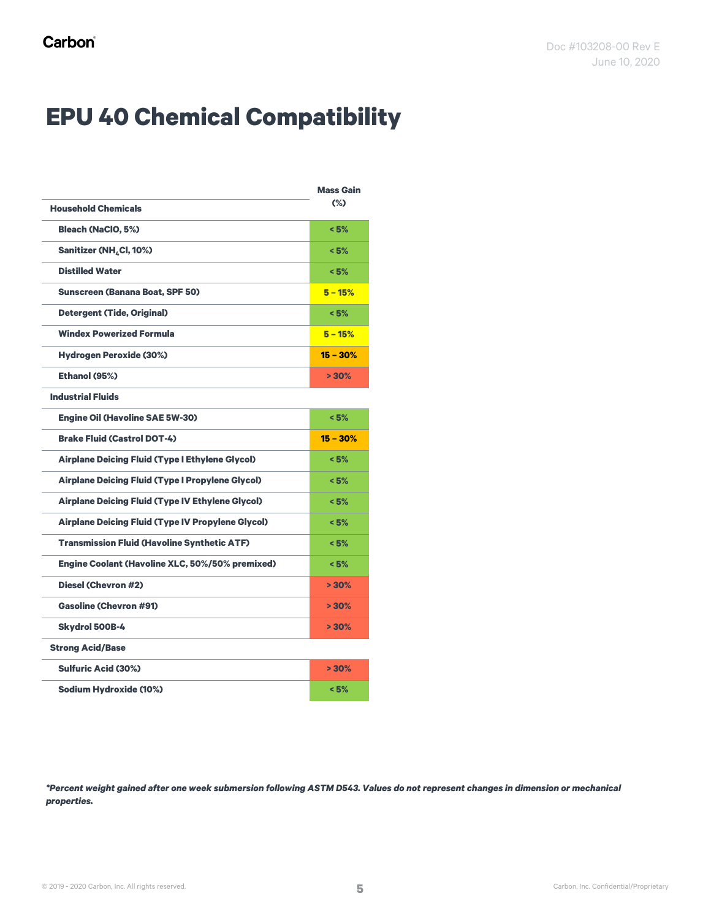# EPU 40 Chemical Compatibility

| | Mass Gain (%) |
|---|---|
| **Household Chemicals** | |
| Bleach (NaClO, 5%) | < 5% |
| Sanitizer ($NH_4Cl$, 10%) | < 5% |
| Distilled Water | < 5% |
| Sunscreen (Banana Boat, SPF 50) | 5 – 15% |
| Detergent (Tide, Original) | < 5% |
| Windex Powerized Formula | 5 – 15% |
| Hydrogen Peroxide (30%) | 15 – 30% |
| Ethanol (95%) | > 30% |
| **Industrial Fluids** | |
| Engine Oil (Havoline SAE 5W-30) | < 5% |
| Brake Fluid (Castrol DOT-4) | 15 – 30% |
| Airplane Deicing Fluid (Type I Ethylene Glycol) | < 5% |
| Airplane Deicing Fluid (Type I Propylene Glycol) | < 5% |
| Airplane Deicing Fluid (Type IV Ethylene Glycol) | < 5% |
| Airplane Deicing Fluid (Type IV Propylene Glycol) | < 5% |
| Transmission Fluid (Havoline Synthetic ATF) | < 5% |
| Engine Coolant (Havoline XLC, 50%/50% premixed) | < 5% |
| Diesel (Chevron #2) | > 30% |
| Gasoline (Chevron #91) | > 30% |
| Skydrol 500B-4 | > 30% |
| **Strong Acid/Base** | |
| Sulfuric Acid (30%) | > 30% |
| Sodium Hydroxide (10%) | < 5% |

***Percent weight gained after one week submersion following ASTM D543. Values do not represent changes in dimension or mechanical properties.***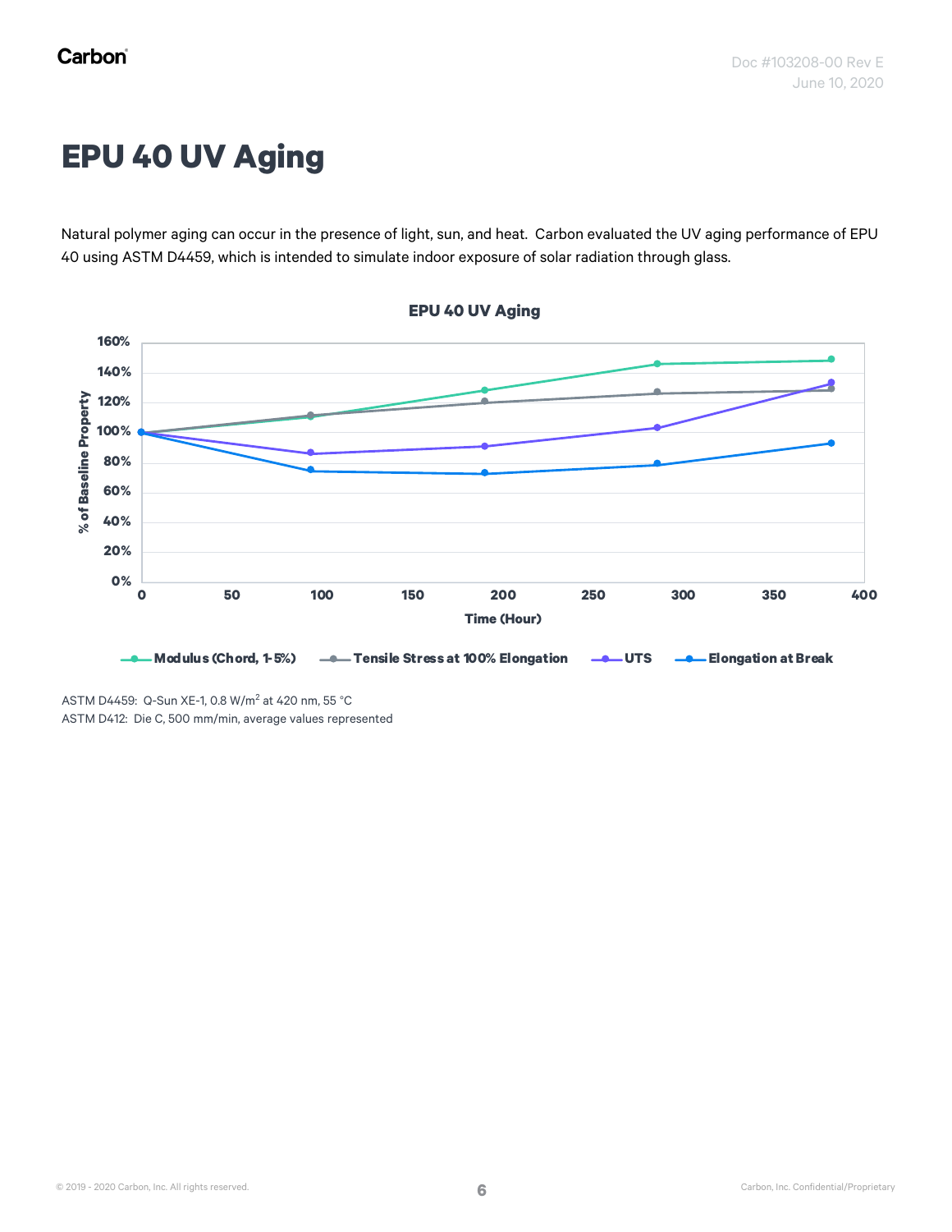# EPU 40 UV Aging

Natural polymer aging can occur in the presence of light, sun, and heat. Carbon evaluated the UV aging performance of EPU 40 using ASTM D4459, which is intended to simulate indoor exposure of solar radiation through glass.

ASTM D4459: Q-Sun XE-1, 0.8 W/m$^2$ at 420 nm, 55 °C
ASTM D412: Die C, 500 mm/min, average values represented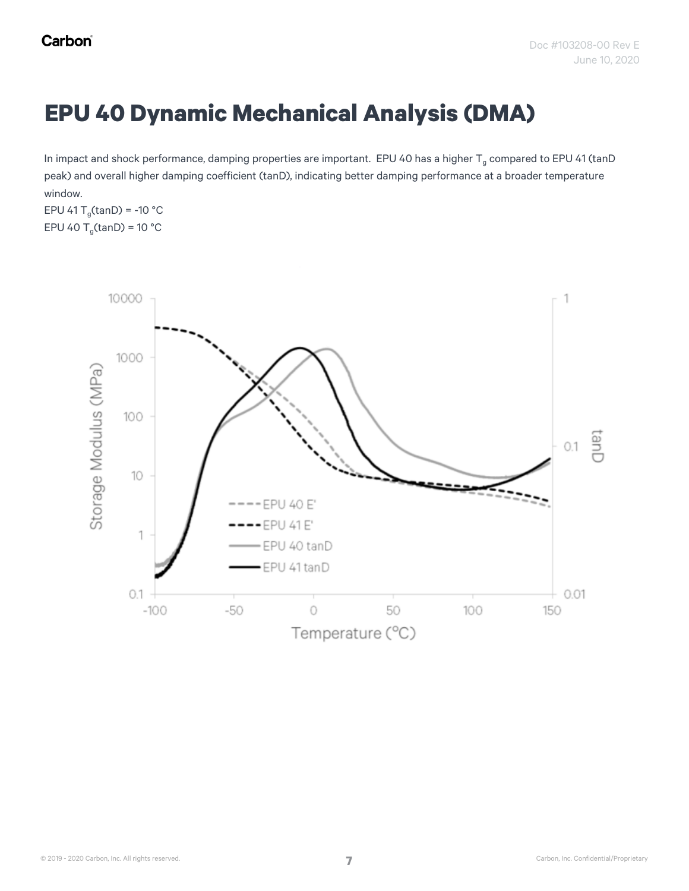# EPU 40 Dynamic Mechanical Analysis (DMA)

In impact and shock performance, damping properties are important. EPU 40 has a higher $T_g$ compared to EPU 41 (tanD peak) and overall higher damping coefficient (tanD), indicating better damping performance at a broader temperature window.

EPU 41 $T_g$(tanD) = -10 °C
EPU 40 $T_g$(tanD) = 10 °C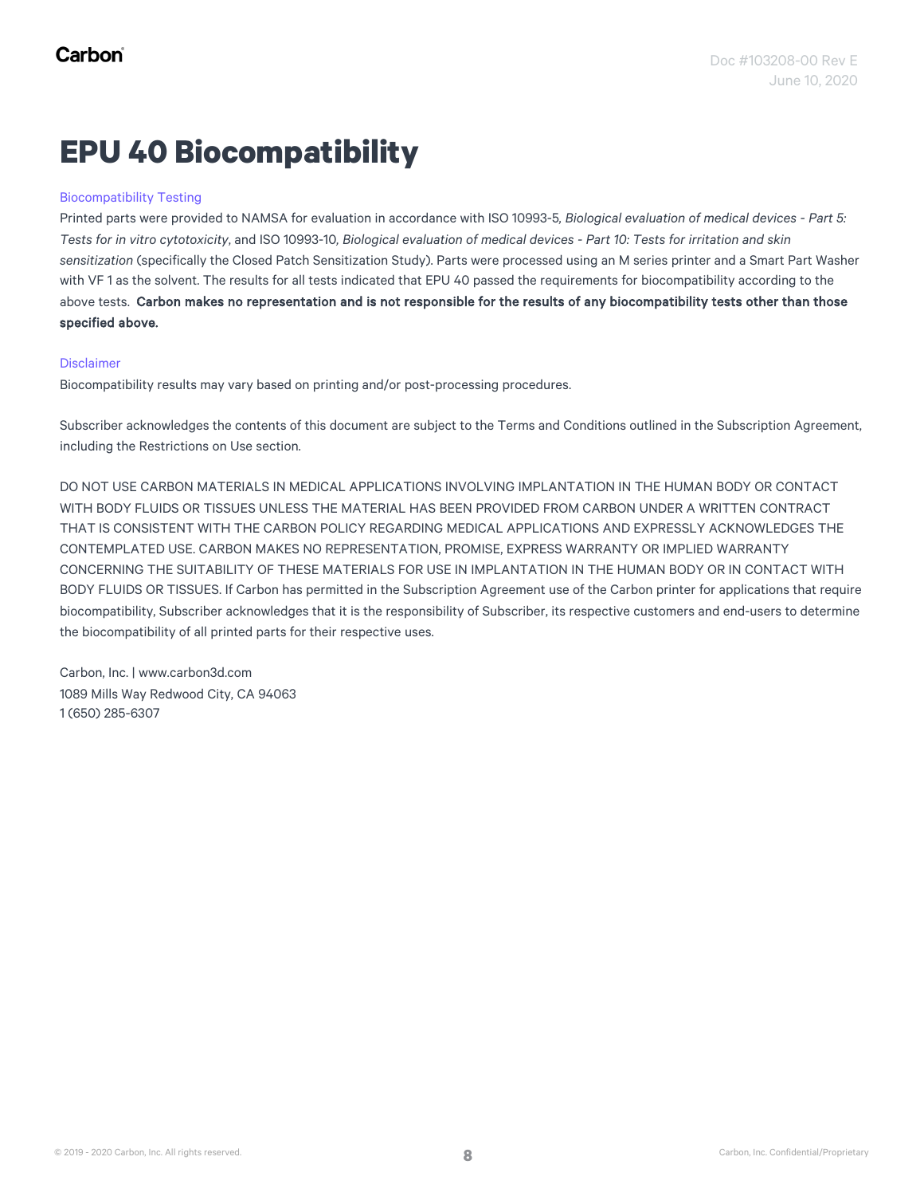# EPU 40 Biocompatibility

### Biocompatibility Testing

Printed parts were provided to NAMSA for evaluation in accordance with ISO 10993-5, *Biological evaluation of medical devices - Part 5: Tests for in vitro cytotoxicity*, and ISO 10993-10, *Biological evaluation of medical devices - Part 10: Tests for irritation and skin sensitization* (specifically the Closed Patch Sensitization Study). Parts were processed using an M series printer and a Smart Part Washer with VF 1 as the solvent. The results for all tests indicated that EPU 40 passed the requirements for biocompatibility according to the above tests. **Carbon makes no representation and is not responsible for the results of any biocompatibility tests other than those specified above.**

### Disclaimer

Biocompatibility results may vary based on printing and/or post-processing procedures.

Subscriber acknowledges the contents of this document are subject to the Terms and Conditions outlined in the Subscription Agreement, including the Restrictions on Use section.

DO NOT USE CARBON MATERIALS IN MEDICAL APPLICATIONS INVOLVING IMPLANTATION IN THE HUMAN BODY OR CONTACT WITH BODY FLUIDS OR TISSUES UNLESS THE MATERIAL HAS BEEN PROVIDED FROM CARBON UNDER A WRITTEN CONTRACT THAT IS CONSISTENT WITH THE CARBON POLICY REGARDING MEDICAL APPLICATIONS AND EXPRESSLY ACKNOWLEDGES THE CONTEMPLATED USE. CARBON MAKES NO REPRESENTATION, PROMISE, EXPRESS WARRANTY OR IMPLIED WARRANTY CONCERNING THE SUITABILITY OF THESE MATERIALS FOR USE IN IMPLANTATION IN THE HUMAN BODY OR IN CONTACT WITH BODY FLUIDS OR TISSUES. If Carbon has permitted in the Subscription Agreement use of the Carbon printer for applications that require biocompatibility, Subscriber acknowledges that it is the responsibility of Subscriber, its respective customers and end-users to determine the biocompatibility of all printed parts for their respective uses.

Carbon, Inc. | www.carbon3d.com
1089 Mills Way Redwood City, CA 94063
1 (650) 285-6307